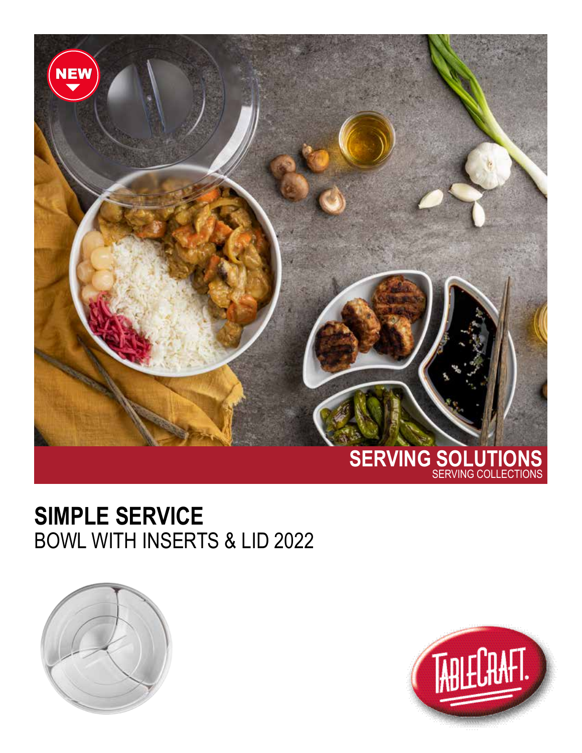NEW

SERVING SOLUTIONS
SERVING COLLECTIONS

# SIMPLE SERVICE
BOWL WITH INSERTS & LID 2022

TABLECRAFT.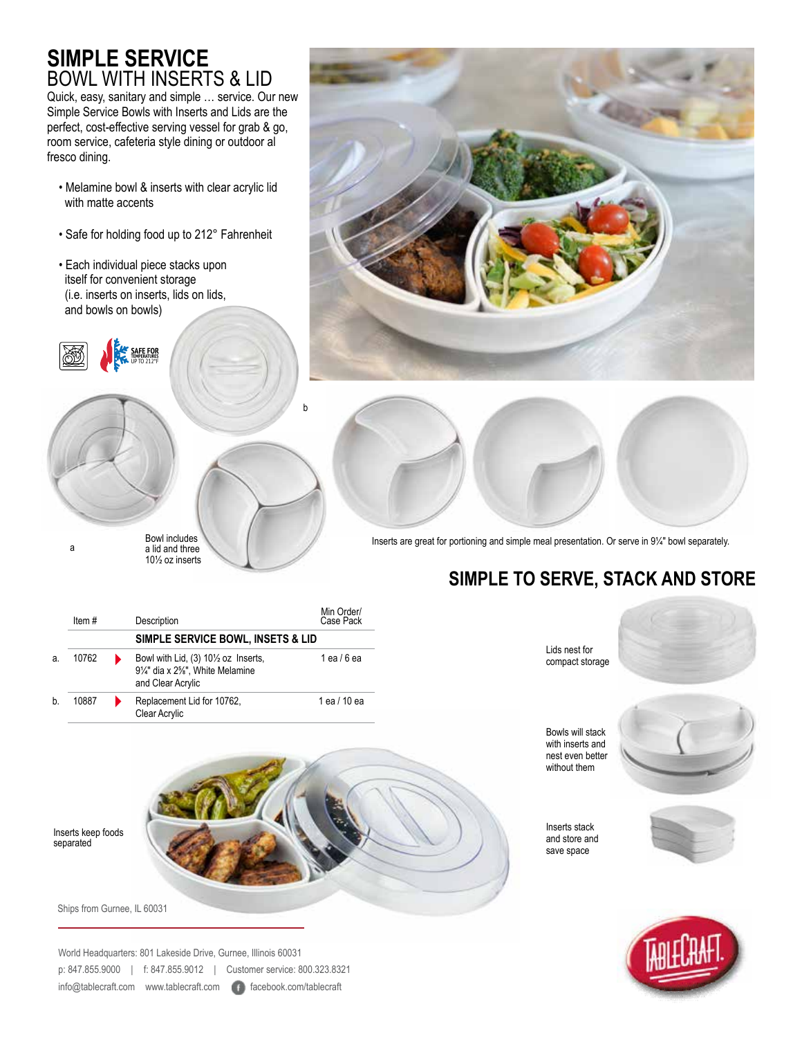# SIMPLE SERVICE
## BOWL WITH INSERTS & LID

Quick, easy, sanitary and simple … service. Our new Simple Service Bowls with Inserts and Lids are the perfect, cost-effective serving vessel for grab & go, room service, cafeteria style dining or outdoor al fresco dining.

- Melamine bowl & inserts with clear acrylic lid with matte accents
- Safe for holding food up to 212° Fahrenheit
- Each individual piece stacks upon itself for convenient storage (i.e. inserts on inserts, lids on lids, and bowls on bowls)

SAFE FOR TEMPERATURES UP TO 212°F

b

a

Bowl includes a lid and three 10½ oz inserts

Inserts are great for portioning and simple meal presentation. Or serve in 9¼" bowl separately.

## SIMPLE TO SERVE, STACK AND STORE

| | Item # | | Description | Min Order/ Case Pack |
|---|---|---|---|---|
| | | | **SIMPLE SERVICE BOWL, INSERTS & LID** | |
| a. | 10762 | ▶ | Bowl with Lid, (3) 10½ oz Inserts, 9¼" dia x 2⅝", White Melamine and Clear Acrylic | 1 ea / 6 ea |
| b. | 10887 | ▶ | Replacement Lid for 10762, Clear Acrylic | 1 ea / 10 ea |

Lids nest for compact storage

Bowls will stack with inserts and nest even better without them

Inserts stack and store and save space

Inserts keep foods separated

Ships from Gurnee, IL 60031

World Headquarters: 801 Lakeside Drive, Gurnee, Illinois 60031
p: 847.855.9000 | f: 847.855.9012 | Customer service: 800.323.8321
info@tablecraft.com www.tablecraft.com facebook.com/tablecraft

TABLECRAFT